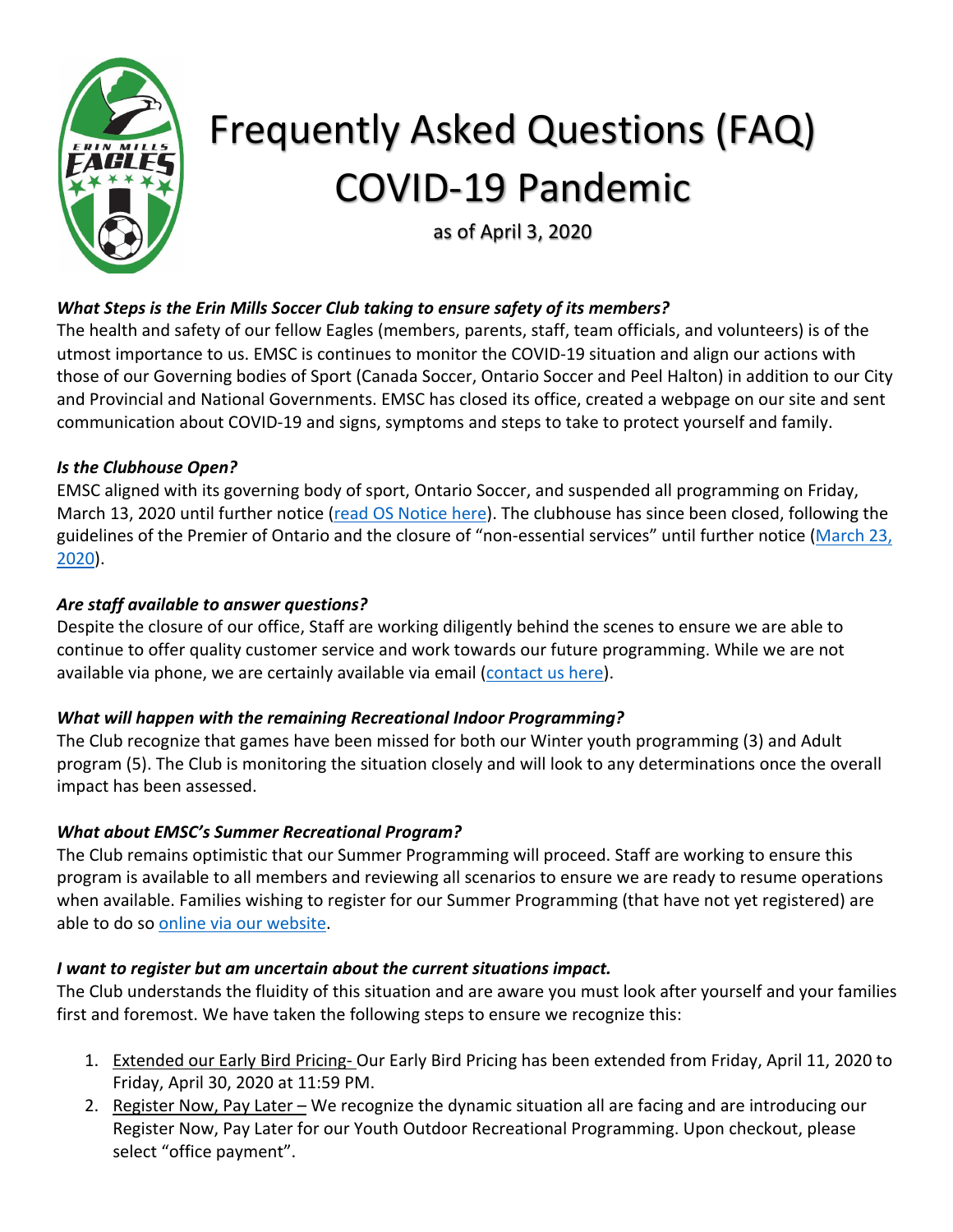# Frequently Asked Questions (FAQ) COVID-19 Pandemic

as of April 3, 2020

***What Steps is the Erin Mills Soccer Club taking to ensure safety of its members?***

The health and safety of our fellow Eagles (members, parents, staff, team officials, and volunteers) is of the utmost importance to us. EMSC is continues to monitor the COVID-19 situation and align our actions with those of our Governing bodies of Sport (Canada Soccer, Ontario Soccer and Peel Halton) in addition to our City and Provincial and National Governments. EMSC has closed its office, created a webpage on our site and sent communication about COVID-19 and signs, symptoms and steps to take to protect yourself and family.

***Is the Clubhouse Open?***

EMSC aligned with its governing body of sport, Ontario Soccer, and suspended all programming on Friday, March 13, 2020 until further notice (read OS Notice here). The clubhouse has since been closed, following the guidelines of the Premier of Ontario and the closure of "non-essential services" until further notice (March 23, 2020).

***Are staff available to answer questions?***

Despite the closure of our office, Staff are working diligently behind the scenes to ensure we are able to continue to offer quality customer service and work towards our future programming. While we are not available via phone, we are certainly available via email (contact us here).

***What will happen with the remaining Recreational Indoor Programming?***

The Club recognize that games have been missed for both our Winter youth programming (3) and Adult program (5). The Club is monitoring the situation closely and will look to any determinations once the overall impact has been assessed.

***What about EMSC's Summer Recreational Program?***

The Club remains optimistic that our Summer Programming will proceed. Staff are working to ensure this program is available to all members and reviewing all scenarios to ensure we are ready to resume operations when available. Families wishing to register for our Summer Programming (that have not yet registered) are able to do so online via our website.

***I want to register but am uncertain about the current situations impact.***

The Club understands the fluidity of this situation and are aware you must look after yourself and your families first and foremost. We have taken the following steps to ensure we recognize this:

1. Extended our Early Bird Pricing- Our Early Bird Pricing has been extended from Friday, April 11, 2020 to Friday, April 30, 2020 at 11:59 PM.
2. Register Now, Pay Later – We recognize the dynamic situation all are facing and are introducing our Register Now, Pay Later for our Youth Outdoor Recreational Programming. Upon checkout, please select "office payment".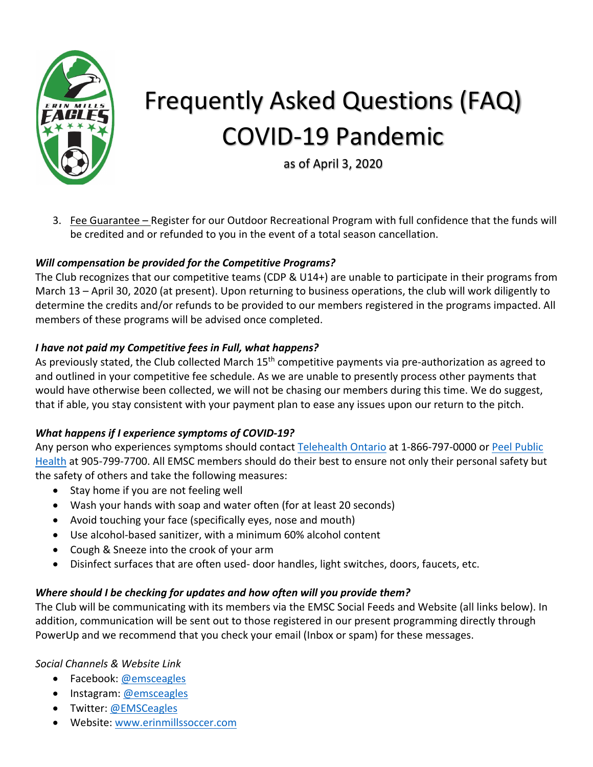# Frequently Asked Questions (FAQ) COVID-19 Pandemic

as of April 3, 2020

3. Fee Guarantee – Register for our Outdoor Recreational Program with full confidence that the funds will be credited and or refunded to you in the event of a total season cancellation.

***Will compensation be provided for the Competitive Programs?***

The Club recognizes that our competitive teams (CDP & U14+) are unable to participate in their programs from March 13 – April 30, 2020 (at present). Upon returning to business operations, the club will work diligently to determine the credits and/or refunds to be provided to our members registered in the programs impacted. All members of these programs will be advised once completed.

***I have not paid my Competitive fees in Full, what happens?***

As previously stated, the Club collected March 15th competitive payments via pre-authorization as agreed to and outlined in your competitive fee schedule. As we are unable to presently process other payments that would have otherwise been collected, we will not be chasing our members during this time. We do suggest, that if able, you stay consistent with your payment plan to ease any issues upon our return to the pitch.

***What happens if I experience symptoms of COVID-19?***

Any person who experiences symptoms should contact Telehealth Ontario at 1-866-797-0000 or Peel Public Health at 905-799-7700. All EMSC members should do their best to ensure not only their personal safety but the safety of others and take the following measures:

- Stay home if you are not feeling well
- Wash your hands with soap and water often (for at least 20 seconds)
- Avoid touching your face (specifically eyes, nose and mouth)
- Use alcohol-based sanitizer, with a minimum 60% alcohol content
- Cough & Sneeze into the crook of your arm
- Disinfect surfaces that are often used- door handles, light switches, doors, faucets, etc.

***Where should I be checking for updates and how often will you provide them?***

The Club will be communicating with its members via the EMSC Social Feeds and Website (all links below). In addition, communication will be sent out to those registered in our present programming directly through PowerUp and we recommend that you check your email (Inbox or spam) for these messages.

*Social Channels & Website Link*

- Facebook: @emsceagles
- Instagram: @emsceagles
- Twitter: @EMSCeagles
- Website: www.erinmillssoccer.com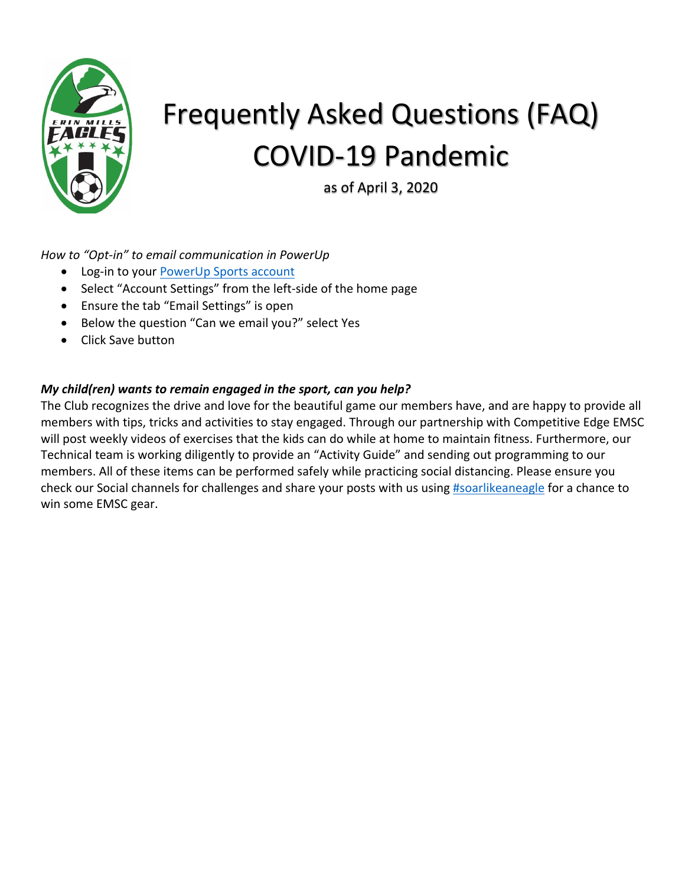# Frequently Asked Questions (FAQ) COVID-19 Pandemic

as of April 3, 2020

*How to "Opt-in" to email communication in PowerUp*

- Log-in to your PowerUp Sports account
- Select "Account Settings" from the left-side of the home page
- Ensure the tab "Email Settings" is open
- Below the question "Can we email you?" select Yes
- Click Save button

***My child(ren) wants to remain engaged in the sport, can you help?***

The Club recognizes the drive and love for the beautiful game our members have, and are happy to provide all members with tips, tricks and activities to stay engaged. Through our partnership with Competitive Edge EMSC will post weekly videos of exercises that the kids can do while at home to maintain fitness. Furthermore, our Technical team is working diligently to provide an "Activity Guide" and sending out programming to our members. All of these items can be performed safely while practicing social distancing. Please ensure you check our Social channels for challenges and share your posts with us using #soarlikeaneagle for a chance to win some EMSC gear.